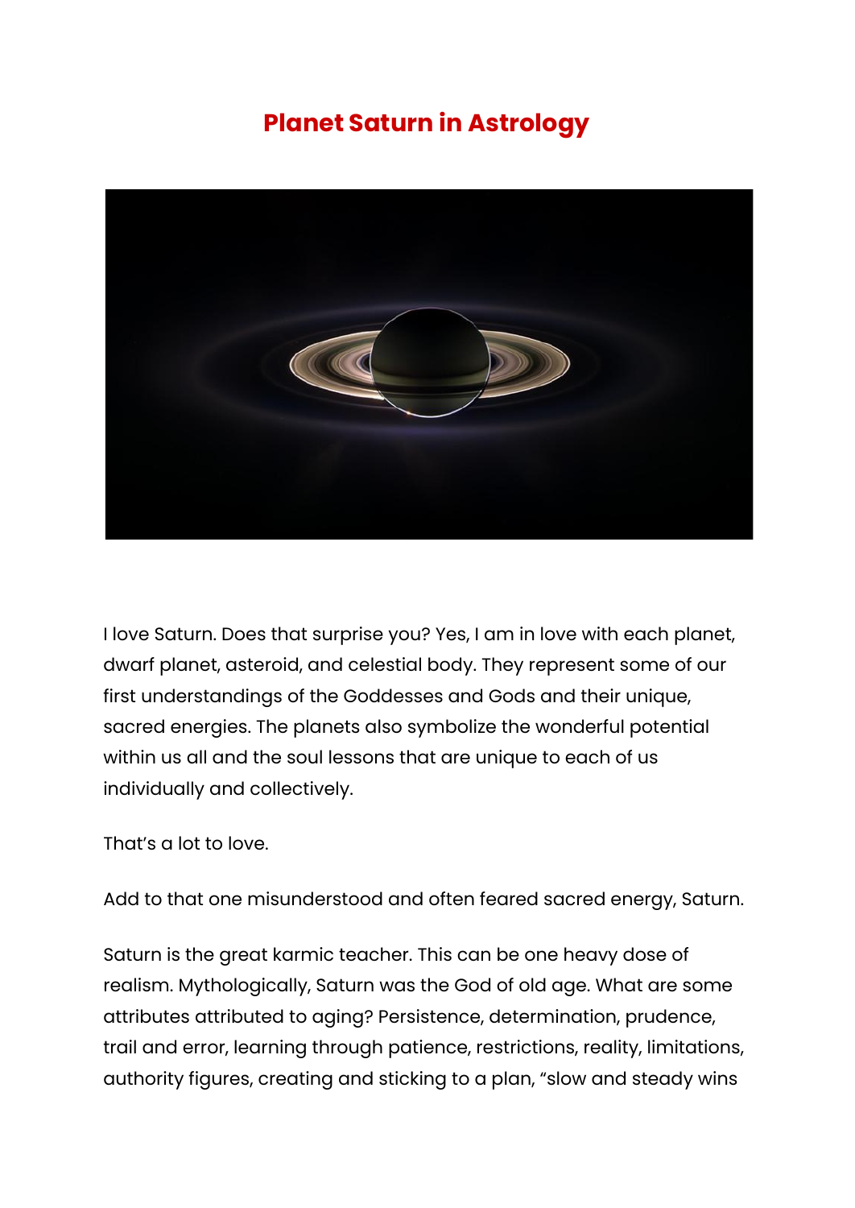# Planet Saturn in Astrology

I love Saturn. Does that surprise you? Yes, I am in love with each planet, dwarf planet, asteroid, and celestial body. They represent some of our first understandings of the Goddesses and Gods and their unique, sacred energies. The planets also symbolize the wonderful potential within us all and the soul lessons that are unique to each of us individually and collectively.

That's a lot to love.

Add to that one misunderstood and often feared sacred energy, Saturn.

Saturn is the great karmic teacher. This can be one heavy dose of realism. Mythologically, Saturn was the God of old age. What are some attributes attributed to aging? Persistence, determination, prudence, trail and error, learning through patience, restrictions, reality, limitations, authority figures, creating and sticking to a plan, "slow and steady wins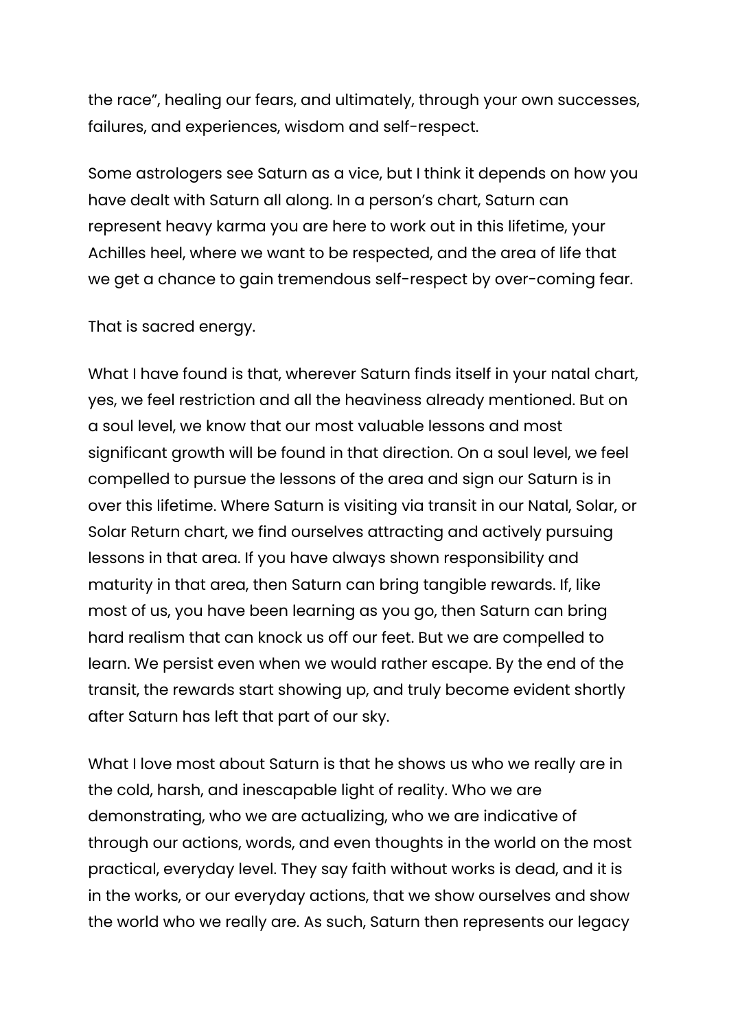the race", healing our fears, and ultimately, through your own successes, failures, and experiences, wisdom and self-respect.

Some astrologers see Saturn as a vice, but I think it depends on how you have dealt with Saturn all along. In a person's chart, Saturn can represent heavy karma you are here to work out in this lifetime, your Achilles heel, where we want to be respected, and the area of life that we get a chance to gain tremendous self-respect by over-coming fear.

That is sacred energy.

What I have found is that, wherever Saturn finds itself in your natal chart, yes, we feel restriction and all the heaviness already mentioned. But on a soul level, we know that our most valuable lessons and most significant growth will be found in that direction. On a soul level, we feel compelled to pursue the lessons of the area and sign our Saturn is in over this lifetime. Where Saturn is visiting via transit in our Natal, Solar, or Solar Return chart, we find ourselves attracting and actively pursuing lessons in that area. If you have always shown responsibility and maturity in that area, then Saturn can bring tangible rewards. If, like most of us, you have been learning as you go, then Saturn can bring hard realism that can knock us off our feet. But we are compelled to learn. We persist even when we would rather escape. By the end of the transit, the rewards start showing up, and truly become evident shortly after Saturn has left that part of our sky.

What I love most about Saturn is that he shows us who we really are in the cold, harsh, and inescapable light of reality. Who we are demonstrating, who we are actualizing, who we are indicative of through our actions, words, and even thoughts in the world on the most practical, everyday level. They say faith without works is dead, and it is in the works, or our everyday actions, that we show ourselves and show the world who we really are. As such, Saturn then represents our legacy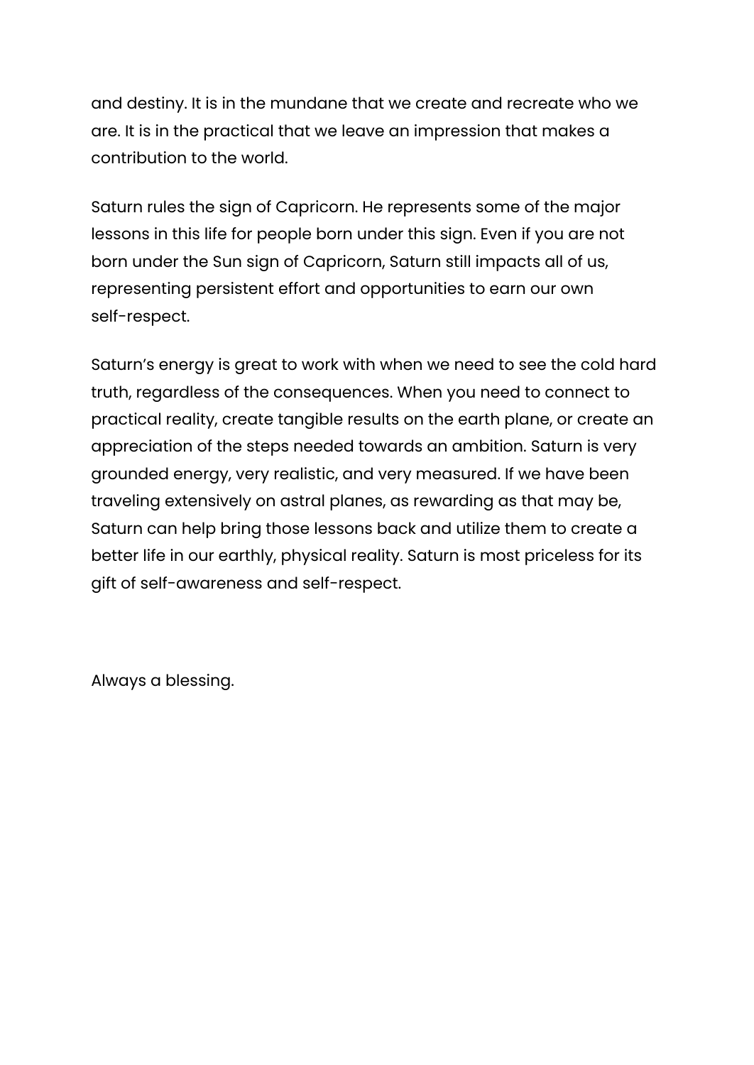and destiny. It is in the mundane that we create and recreate who we are. It is in the practical that we leave an impression that makes a contribution to the world.

Saturn rules the sign of Capricorn. He represents some of the major lessons in this life for people born under this sign. Even if you are not born under the Sun sign of Capricorn, Saturn still impacts all of us, representing persistent effort and opportunities to earn our own self-respect.

Saturn's energy is great to work with when we need to see the cold hard truth, regardless of the consequences. When you need to connect to practical reality, create tangible results on the earth plane, or create an appreciation of the steps needed towards an ambition. Saturn is very grounded energy, very realistic, and very measured. If we have been traveling extensively on astral planes, as rewarding as that may be, Saturn can help bring those lessons back and utilize them to create a better life in our earthly, physical reality. Saturn is most priceless for its gift of self-awareness and self-respect.

Always a blessing.